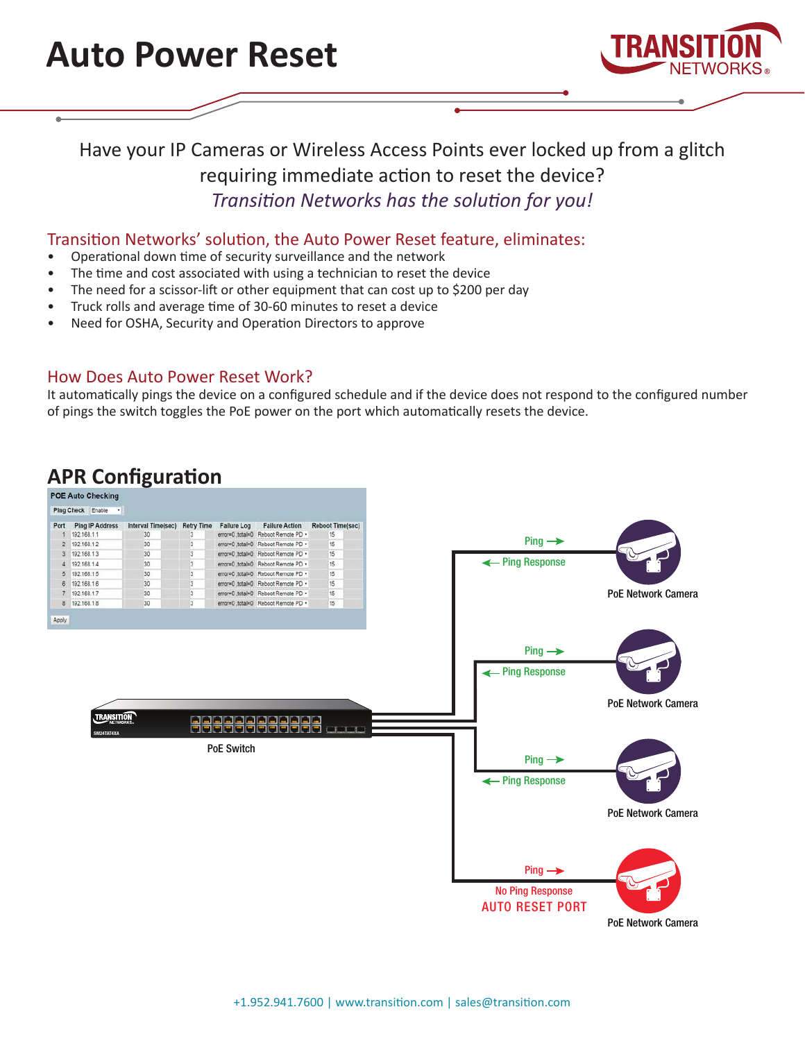# Auto Power Reset

Have your IP Cameras or Wireless Access Points ever locked up from a glitch requiring immediate action to reset the device?

*Transition Networks has the solution for you!*

## Transition Networks' solution, the Auto Power Reset feature, eliminates:

- Operational down time of security surveillance and the network
- The time and cost associated with using a technician to reset the device
- The need for a scissor-lift or other equipment that can cost up to $200 per day
- Truck rolls and average time of 30-60 minutes to reset a device
- Need for OSHA, Security and Operation Directors to approve

## How Does Auto Power Reset Work?

It automatically pings the device on a configured schedule and if the device does not respond to the configured number of pings the switch toggles the PoE power on the port which automatically resets the device.

## APR Configuration

POE Auto Checking

Ping Check: Enable

| Port | Ping IP Address | Interval Time(sec) | Retry Time | Failure Log | Failure Action | Reboot Time(sec) |
|---|---|---|---|---|---|---|
| 1 | 192.168.1.1 | 30 | 3 | error=0 ,total=0 | Reboot Remote PD | 15 |
| 2 | 192.168.1.2 | 30 | 3 | error=0 ,total=0 | Reboot Remote PD | 15 |
| 3 | 192.168.1.3 | 30 | 3 | error=0 ,total=0 | Reboot Remote PD | 15 |
| 4 | 192.168.1.4 | 30 | 3 | error=0 ,total=0 | Reboot Remote PD | 15 |
| 5 | 192.168.1.5 | 30 | 3 | error=0 ,total=0 | Reboot Remote PD | 15 |
| 6 | 192.168.1.6 | 30 | 3 | error=0 ,total=0 | Reboot Remote PD | 15 |
| 7 | 192.168.1.7 | 30 | 3 | error=0 ,total=0 | Reboot Remote PD | 15 |
| 8 | 192.168.1.8 | 30 | 3 | error=0 ,total=0 | Reboot Remote PD | 15 |

Apply

PoE Switch

Ping → / ← Ping Response — PoE Network Camera

Ping → / ← Ping Response — PoE Network Camera

Ping → / ← Ping Response — PoE Network Camera

Ping → / No Ping Response — AUTO RESET PORT — PoE Network Camera

+1.952.941.7600 | www.transition.com | sales@transition.com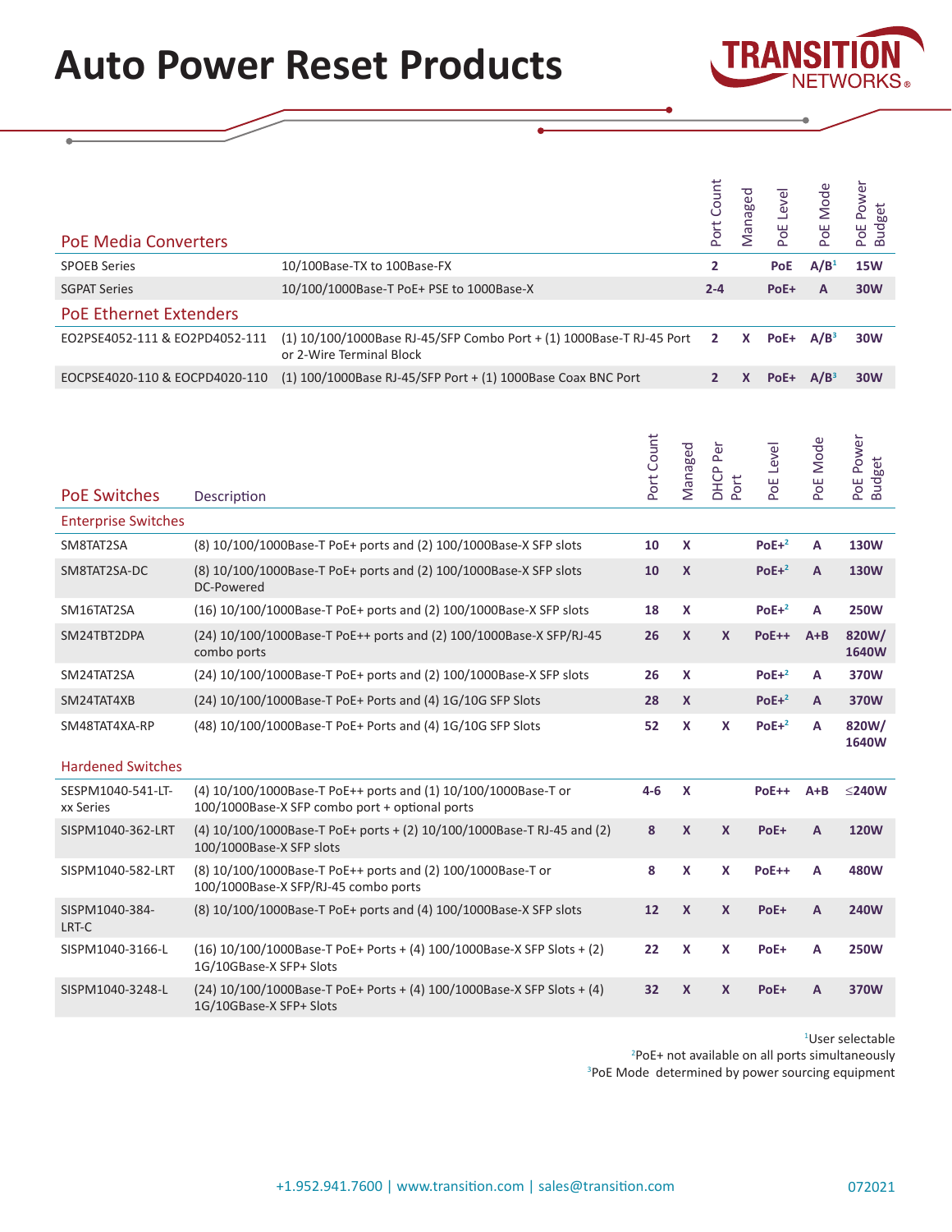# Auto Power Reset Products

| PoE Media Converters | | Port Count | Managed | PoE Level | PoE Mode | PoE Power Budget |
|---|---|---|---|---|---|---|
| SPOEB Series | 10/100Base-TX to 100Base-FX | 2 | | PoE | A/B[1] | 15W |
| SGPAT Series | 10/100/1000Base-T PoE+ PSE to 1000Base-X | 2-4 | | PoE+ | A | 30W |
| **PoE Ethernet Extenders** | | | | | | |
| EO2PSE4052-111 & EO2PD4052-111 | (1) 10/100/1000Base RJ-45/SFP Combo Port + (1) 1000Base-T RJ-45 Port or 2-Wire Terminal Block | 2 | X | PoE+ | A/B[3] | 30W |
| EOCPSE4020-110 & EOCPD4020-110 | (1) 100/1000Base RJ-45/SFP Port + (1) 1000Base Coax BNC Port | 2 | X | PoE+ | A/B[3] | 30W |

| PoE Switches | Description | Port Count | Managed | DHCP Per Port | PoE Level | PoE Mode | PoE Power Budget |
|---|---|---|---|---|---|---|---|
| **Enterprise Switches** | | | | | | | |
| SM8TAT2SA | (8) 10/100/1000Base-T PoE+ ports and (2) 100/1000Base-X SFP slots | 10 | X | | PoE+[2] | A | 130W |
| SM8TAT2SA-DC | (8) 10/100/1000Base-T PoE+ ports and (2) 100/1000Base-X SFP slots DC-Powered | 10 | X | | PoE+[2] | A | 130W |
| SM16TAT2SA | (16) 10/100/1000Base-T PoE+ ports and (2) 100/1000Base-X SFP slots | 18 | X | | PoE+[2] | A | 250W |
| SM24TBT2DPA | (24) 10/100/1000Base-T PoE++ ports and (2) 100/1000Base-X SFP/RJ-45 combo ports | 26 | X | X | PoE++ | A+B | 820W/ 1640W |
| SM24TAT2SA | (24) 10/100/1000Base-T PoE+ ports and (2) 100/1000Base-X SFP slots | 26 | X | | PoE+[2] | A | 370W |
| SM24TAT4XB | (24) 10/100/1000Base-T PoE+ Ports and (4) 1G/10G SFP Slots | 28 | X | | PoE+[2] | A | 370W |
| SM48TAT4XA-RP | (48) 10/100/1000Base-T PoE+ Ports and (4) 1G/10G SFP Slots | 52 | X | X | PoE+[2] | A | 820W/ 1640W |
| **Hardened Switches** | | | | | | | |
| SESPM1040-541-LT-xx Series | (4) 10/100/1000Base-T PoE++ ports and (1) 10/100/1000Base-T or 100/1000Base-X SFP combo port + optional ports | 4-6 | X | | PoE++ | A+B | ≤240W |
| SISPM1040-362-LRT | (4) 10/100/1000Base-T PoE+ ports + (2) 10/100/1000Base-T RJ-45 and (2) 100/1000Base-X SFP slots | 8 | X | X | PoE+ | A | 120W |
| SISPM1040-582-LRT | (8) 10/100/1000Base-T PoE++ ports and (2) 100/1000Base-T or 100/1000Base-X SFP/RJ-45 combo ports | 8 | X | X | PoE++ | A | 480W |
| SISPM1040-384-LRT-C | (8) 10/100/1000Base-T PoE+ ports and (4) 100/1000Base-X SFP slots | 12 | X | X | PoE+ | A | 240W |
| SISPM1040-3166-L | (16) 10/100/1000Base-T PoE+ Ports + (4) 100/1000Base-X SFP Slots + (2) 1G/10GBase-X SFP+ Slots | 22 | X | X | PoE+ | A | 250W |
| SISPM1040-3248-L | (24) 10/100/1000Base-T PoE+ Ports + (4) 100/1000Base-X SFP Slots + (4) 1G/10GBase-X SFP+ Slots | 32 | X | X | PoE+ | A | 370W |

[1]User selectable
[2]PoE+ not available on all ports simultaneously
[3]PoE Mode determined by power sourcing equipment

+1.952.941.7600 | www.transition.com | sales@transition.com

072021